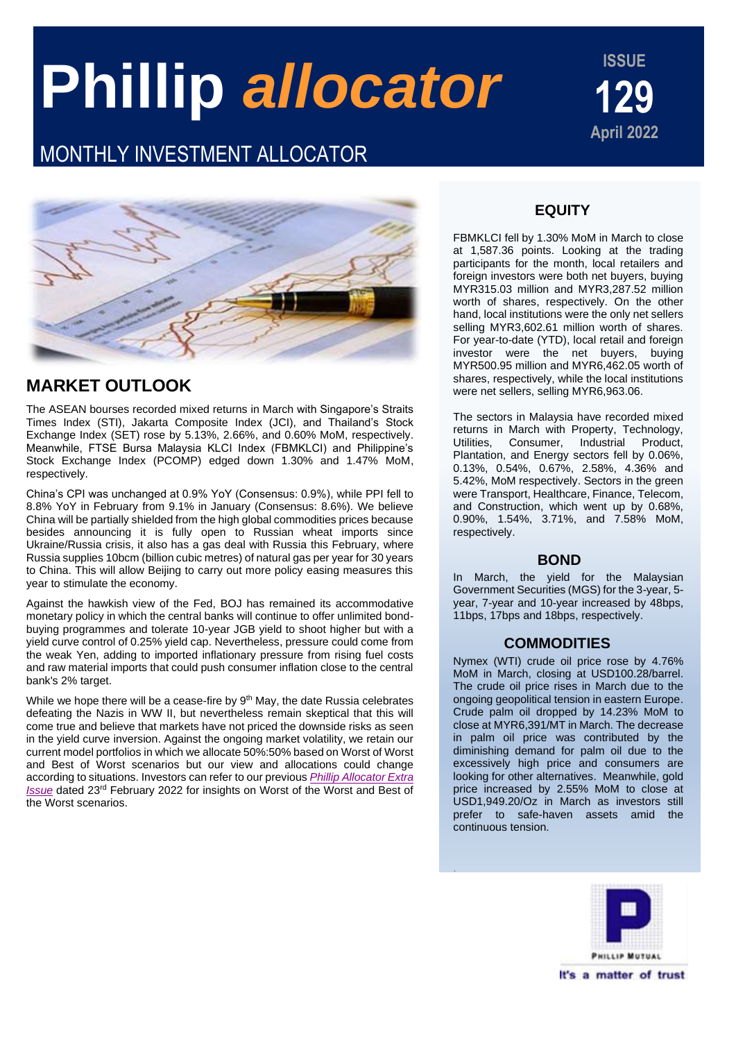# Phillip *allocator*

ISSUE **129**

April 2022

## MONTHLY INVESTMENT ALLOCATOR

## MARKET OUTLOOK

The ASEAN bourses recorded mixed returns in March with Singapore's Straits Times Index (STI), Jakarta Composite Index (JCI), and Thailand's Stock Exchange Index (SET) rose by 5.13%, 2.66%, and 0.60% MoM, respectively. Meanwhile, FTSE Bursa Malaysia KLCI Index (FBMKLCI) and Philippine's Stock Exchange Index (PCOMP) edged down 1.30% and 1.47% MoM, respectively.

China's CPI was unchanged at 0.9% YoY (Consensus: 0.9%), while PPI fell to 8.8% YoY in February from 9.1% in January (Consensus: 8.6%). We believe China will be partially shielded from the high global commodities prices because besides announcing it is fully open to Russian wheat imports since Ukraine/Russia crisis, it also has a gas deal with Russia this February, where Russia supplies 10bcm (billion cubic metres) of natural gas per year for 30 years to China. This will allow Beijing to carry out more policy easing measures this year to stimulate the economy.

Against the hawkish view of the Fed, BOJ has remained its accommodative monetary policy in which the central banks will continue to offer unlimited bond-buying programmes and tolerate 10-year JGB yield to shoot higher but with a yield curve control of 0.25% yield cap. Nevertheless, pressure could come from the weak Yen, adding to imported inflationary pressure from rising fuel costs and raw material imports that could push consumer inflation close to the central bank's 2% target.

While we hope there will be a cease-fire by 9th May, the date Russia celebrates defeating the Nazis in WW II, but nevertheless remain skeptical that this will come true and believe that markets have not priced the downside risks as seen in the yield curve inversion. Against the ongoing market volatility, we retain our current model portfolios in which we allocate 50%:50% based on Worst of Worst and Best of Worst scenarios but our view and allocations could change according to situations. Investors can refer to our previous *Phillip Allocator Extra Issue* dated 23rd February 2022 for insights on Worst of the Worst and Best of the Worst scenarios.

## EQUITY

FBMKLCI fell by 1.30% MoM in March to close at 1,587.36 points. Looking at the trading participants for the month, local retailers and foreign investors were both net buyers, buying MYR315.03 million and MYR3,287.52 million worth of shares, respectively. On the other hand, local institutions were the only net sellers selling MYR3,602.61 million worth of shares. For year-to-date (YTD), local retail and foreign investor were the net buyers, buying MYR500.95 million and MYR6,462.05 worth of shares, respectively, while the local institutions were net sellers, selling MYR6,963.06.

The sectors in Malaysia have recorded mixed returns in March with Property, Technology, Utilities, Consumer, Industrial Product, Plantation, and Energy sectors fell by 0.06%, 0.13%, 0.54%, 0.67%, 2.58%, 4.36% and 5.42%, MoM respectively. Sectors in the green were Transport, Healthcare, Finance, Telecom, and Construction, which went up by 0.68%, 0.90%, 1.54%, 3.71%, and 7.58% MoM, respectively.

## BOND

In March, the yield for the Malaysian Government Securities (MGS) for the 3-year, 5-year, 7-year and 10-year increased by 48bps, 11bps, 17bps and 18bps, respectively.

## COMMODITIES

Nymex (WTI) crude oil price rose by 4.76% MoM in March, closing at USD100.28/barrel. The crude oil price rises in March due to the ongoing geopolitical tension in eastern Europe. Crude palm oil dropped by 14.23% MoM to close at MYR6,391/MT in March. The decrease in palm oil price was contributed by the diminishing demand for palm oil due to the excessively high price and consumers are looking for other alternatives. Meanwhile, gold price increased by 2.55% MoM to close at USD1,949.20/Oz in March as investors still prefer to safe-haven assets amid the continuous tension.

PHILLIP MUTUAL

It's a matter of trust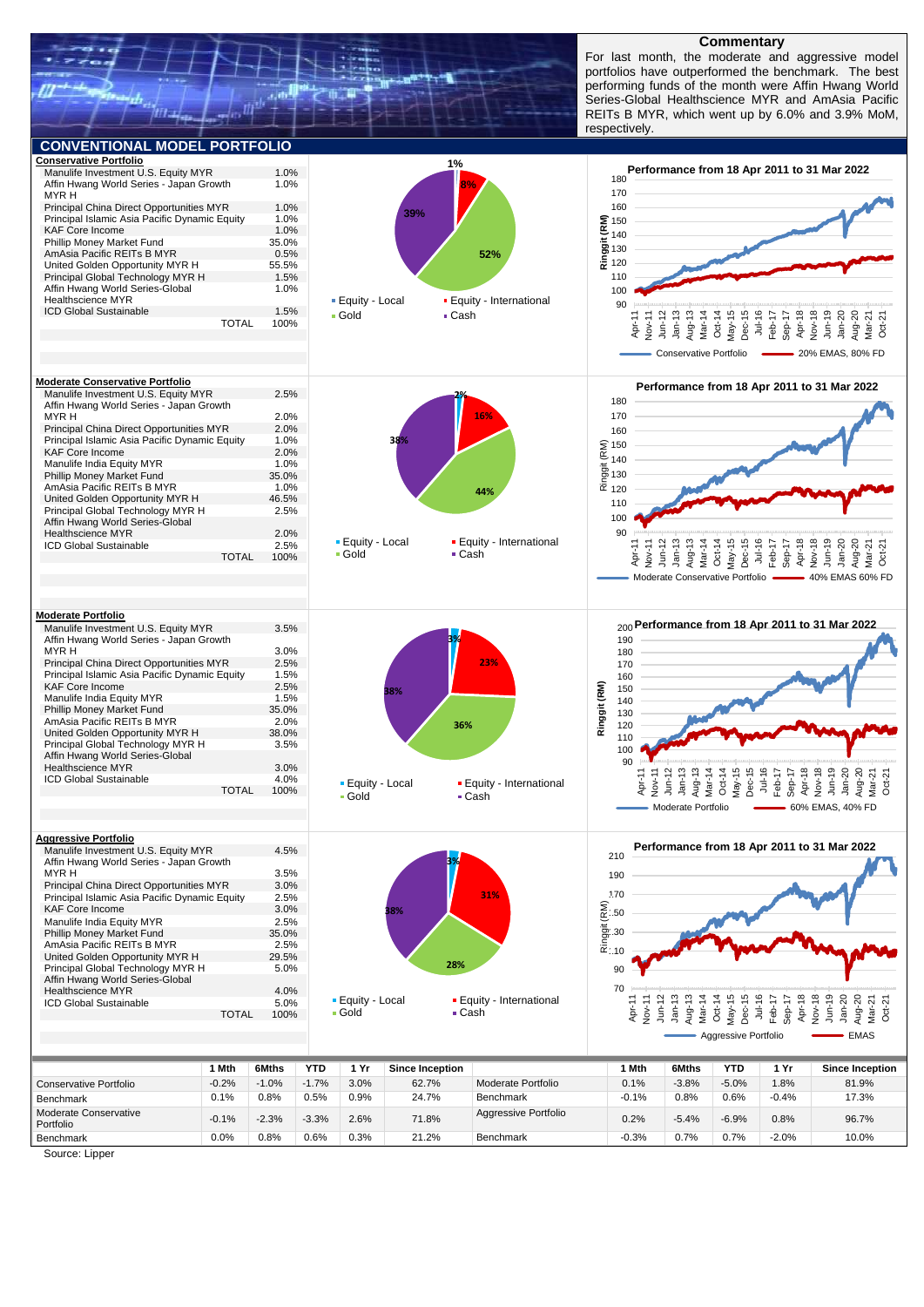## Commentary

For last month, the moderate and aggressive model portfolios have outperformed the benchmark. The best performing funds of the month were Affin Hwang World Series-Global Healthscience MYR and AmAsia Pacific REITs B MYR, which went up by 6.0% and 3.9% MoM, respectively.

## CONVENTIONAL MODEL PORTFOLIO

### Conservative Portfolio

| Fund | Weight |
|---|---|
| Manulife Investment U.S. Equity MYR | 1.0% |
| Affin Hwang World Series - Japan Growth MYR H | 1.0% |
| Principal China Direct Opportunities MYR | 1.0% |
| Principal Islamic Asia Pacific Dynamic Equity | 1.0% |
| KAF Core Income | 1.0% |
| Phillip Money Market Fund | 35.0% |
| AmAsia Pacific REITs B MYR | 0.5% |
| United Golden Opportunity MYR H | 55.5% |
| Principal Global Technology MYR H | 1.5% |
| Affin Hwang World Series-Global Healthscience MYR | 1.0% |
| ICD Global Sustainable | 1.5% |
| TOTAL | 100% |

Asset allocation: Equity - Local 1%; Equity - International 8%; Gold 52%; Cash 39%

Performance from 18 Apr 2011 to 31 Mar 2022 — Conservative Portfolio vs 20% EMAS, 80% FD

### Moderate Conservative Portfolio

| Fund | Weight |
|---|---|
| Manulife Investment U.S. Equity MYR | 2.5% |
| Affin Hwang World Series - Japan Growth MYR H | 2.0% |
| Principal China Direct Opportunities MYR | 2.0% |
| Principal Islamic Asia Pacific Dynamic Equity | 1.0% |
| KAF Core Income | 2.0% |
| Manulife India Equity MYR | 1.0% |
| Phillip Money Market Fund | 35.0% |
| AmAsia Pacific REITs B MYR | 1.0% |
| United Golden Opportunity MYR H | 46.5% |
| Principal Global Technology MYR H | 2.5% |
| Affin Hwang World Series-Global Healthscience MYR | 2.0% |
| ICD Global Sustainable | 2.5% |
| TOTAL | 100% |

Asset allocation: Equity - Local 2%; Equity - International 16%; Gold 44%; Cash 38%

Performance from 18 Apr 2011 to 31 Mar 2022 — Moderate Conservative Portfolio vs 40% EMAS 60% FD

### Moderate Portfolio

| Fund | Weight |
|---|---|
| Manulife Investment U.S. Equity MYR | 3.5% |
| Affin Hwang World Series - Japan Growth MYR H | 3.0% |
| Principal China Direct Opportunities MYR | 2.5% |
| Principal Islamic Asia Pacific Dynamic Equity | 1.5% |
| KAF Core Income | 2.5% |
| Manulife India Equity MYR | 1.5% |
| Phillip Money Market Fund | 35.0% |
| AmAsia Pacific REITs B MYR | 2.0% |
| United Golden Opportunity MYR H | 38.0% |
| Principal Global Technology MYR H | 3.5% |
| Affin Hwang World Series-Global Healthscience MYR | 3.0% |
| ICD Global Sustainable | 4.0% |
| TOTAL | 100% |

Asset allocation: Equity - Local 3%; Equity - International 23%; Gold 36%; Cash 38%

Performance from 18 Apr 2011 to 31 Mar 2022 — Moderate Portfolio vs 60% EMAS, 40% FD

### Aggressive Portfolio

| Fund | Weight |
|---|---|
| Manulife Investment U.S. Equity MYR | 4.5% |
| Affin Hwang World Series - Japan Growth MYR H | 3.5% |
| Principal China Direct Opportunities MYR | 3.0% |
| Principal Islamic Asia Pacific Dynamic Equity | 2.5% |
| KAF Core Income | 3.0% |
| Manulife India Equity MYR | 2.5% |
| Phillip Money Market Fund | 35.0% |
| AmAsia Pacific REITs B MYR | 2.5% |
| United Golden Opportunity MYR H | 29.5% |
| Principal Global Technology MYR H | 5.0% |
| Affin Hwang World Series-Global Healthscience MYR | 4.0% |
| ICD Global Sustainable | 5.0% |
| TOTAL | 100% |

Asset allocation: Equity - Local 3%; Equity - International 31%; Gold 28%; Cash 38%

Performance from 18 Apr 2011 to 31 Mar 2022 — Aggressive Portfolio vs EMAS

### Performance Summary

| | 1 Mth | 6Mths | YTD | 1 Yr | Since Inception |
|---|---|---|---|---|---|
| Conservative Portfolio | -0.2% | -1.0% | -1.7% | 3.0% | 62.7% |
| Benchmark | 0.1% | 0.8% | 0.5% | 0.9% | 24.7% |
| Moderate Conservative Portfolio | -0.1% | -2.3% | -3.3% | 2.6% | 71.8% |
| Benchmark | 0.0% | 0.8% | 0.6% | 0.3% | 21.2% |
| Moderate Portfolio | 0.1% | -3.8% | -5.0% | 1.8% | 81.9% |
| Benchmark | -0.1% | 0.8% | 0.6% | -0.4% | 17.3% |
| Aggressive Portfolio | 0.2% | -5.4% | -6.9% | 0.8% | 96.7% |
| Benchmark | -0.3% | 0.7% | 0.7% | -2.0% | 10.0% |

Source: Lipper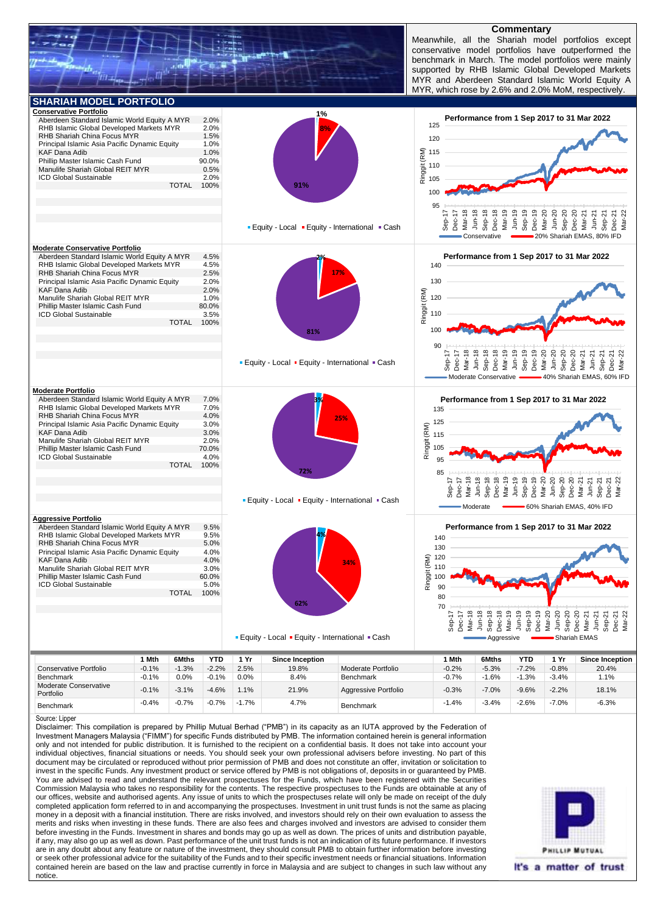## Commentary

Meanwhile, all the Shariah model portfolios except conservative model portfolios have outperformed the benchmark in March. The model portfolios were mainly supported by RHB Islamic Global Developed Markets MYR and Aberdeen Standard Islamic World Equity A MYR, which rose by 2.6% and 2.0% MoM, respectively.

## SHARIAH MODEL PORTFOLIO

**Conservative Portfolio**

| | |
|---|---|
| Aberdeen Standard Islamic World Equity A MYR | 2.0% |
| RHB Islamic Global Developed Markets MYR | 2.0% |
| RHB Shariah China Focus MYR | 1.5% |
| Principal Islamic Asia Pacific Dynamic Equity | 1.0% |
| KAF Dana Adib | 1.0% |
| Phillip Master Islamic Cash Fund | 90.0% |
| Manulife Shariah Global REIT MYR | 0.5% |
| ICD Global Sustainable | 2.0% |
| TOTAL | 100% |

1%
8%
91%
Equity - Local ▪ Equity - International ▪ Cash

Performance from 1 Sep 2017 to 31 Mar 2022
Ringgit (RM)
125 120 115 110 105 100 95
Sep-17 Dec-17 Mar-18 Jun-18 Sep-18 Dec-18 Mar-19 Jun-19 Sep-19 Dec-19 Mar-20 Jun-20 Sep-20 Dec-20 Mar-21 Jun-21 Sep-21 Dec-21 Mar-22
Conservative — 20% Shariah EMAS, 80% IFD

**Moderate Conservative Portfolio**

| | |
|---|---|
| Aberdeen Standard Islamic World Equity A MYR | 4.5% |
| RHB Islamic Global Developed Markets MYR | 4.5% |
| RHB Shariah China Focus MYR | 2.5% |
| Principal Islamic Asia Pacific Dynamic Equity | 2.0% |
| KAF Dana Adib | 2.0% |
| Manulife Shariah Global REIT MYR | 1.0% |
| Phillip Master Islamic Cash Fund | 80.0% |
| ICD Global Sustainable | 3.5% |
| TOTAL | 100% |

2%
17%
81%
Equity - Local ▪ Equity - International ▪ Cash

Performance from 1 Sep 2017 to 31 Mar 2022
Ringgit (RM)
140 130 120 110 100 90
Sep-17 Dec-17 Mar-18 Jun-18 Sep-18 Dec-18 Mar-19 Jun-19 Sep-19 Dec-19 Mar-20 Jun-20 Sep-20 Dec-20 Mar-21 Jun-21 Sep-21 Dec-21 Mar-22
Moderate Conservative — 40% Shariah EMAS, 60% IFD

**Moderate Portfolio**

| | |
|---|---|
| Aberdeen Standard Islamic World Equity A MYR | 7.0% |
| RHB Islamic Global Developed Markets MYR | 7.0% |
| RHB Shariah China Focus MYR | 4.0% |
| Principal Islamic Asia Pacific Dynamic Equity | 3.0% |
| KAF Dana Adib | 3.0% |
| Manulife Shariah Global REIT MYR | 2.0% |
| Phillip Master Islamic Cash Fund | 70.0% |
| ICD Global Sustainable | 4.0% |
| TOTAL | 100% |

3%
25%
72%
Equity - Local ▪ Equity - International ▪ Cash

Performance from 1 Sep 2017 to 31 Mar 2022
Ringgit (RM)
135 125 115 105 95 85
Sep-17 Dec-17 Mar-18 Jun-18 Sep-18 Dec-18 Mar-19 Jun-19 Sep-19 Dec-19 Mar-20 Jun-20 Sep-20 Dec-20 Mar-21 Jun-21 Sep-21 Dec-21 Mar-22
Moderate — 60% Shariah EMAS, 40% IFD

**Aggressive Portfolio**

| | |
|---|---|
| Aberdeen Standard Islamic World Equity A MYR | 9.5% |
| RHB Islamic Global Developed Markets MYR | 9.5% |
| RHB Shariah China Focus MYR | 5.0% |
| Principal Islamic Asia Pacific Dynamic Equity | 4.0% |
| KAF Dana Adib | 4.0% |
| Manulife Shariah Global REIT MYR | 3.0% |
| Phillip Master Islamic Cash Fund | 60.0% |
| ICD Global Sustainable | 5.0% |
| TOTAL | 100% |

4%
34%
62%
Equity - Local ▪ Equity - International ▪ Cash

Performance from 1 Sep 2017 to 31 Mar 2022
Ringgit (RM)
140 130 120 110 100 90 80 70
Sep-17 Dec-17 Mar-18 Jun-18 Sep-18 Dec-18 Mar-19 Jun-19 Sep-19 Dec-19 Mar-20 Jun-20 Sep-20 Dec-20 Mar-21 Jun-21 Sep-21 Dec-21 Mar-22
Aggressive — Shariah EMAS

| | 1 Mth | 6Mths | YTD | 1 Yr | Since Inception | | 1 Mth | 6Mths | YTD | 1 Yr | Since Inception |
|---|---|---|---|---|---|---|---|---|---|---|---|
| Conservative Portfolio | -0.1% | -1.3% | -2.2% | 2.5% | 19.8% | Moderate Portfolio | -0.2% | -5.3% | -7.2% | -0.8% | 20.4% |
| Benchmark | -0.1% | 0.0% | -0.1% | 0.0% | 8.4% | Benchmark | -0.7% | -1.6% | -1.3% | -3.4% | 1.1% |
| Moderate Conservative Portfolio | -0.1% | -3.1% | -4.6% | 1.1% | 21.9% | Aggressive Portfolio | -0.3% | -7.0% | -9.6% | -2.2% | 18.1% |
| Benchmark | -0.4% | -0.7% | -0.7% | -1.7% | 4.7% | Benchmark | -1.4% | -3.4% | -2.6% | -7.0% | -6.3% |

Source: Lipper

Disclaimer: This compilation is prepared by Phillip Mutual Berhad ("PMB") in its capacity as an IUTA approved by the Federation of Investment Managers Malaysia ("FIMM") for specific Funds distributed by PMB. The information contained herein is general information only and not intended for public distribution. It is furnished to the recipient on a confidential basis. It does not take into account your individual objectives, financial situations or needs. You should seek your own professional advisers before investing. No part of this document may be circulated or reproduced without prior permission of PMB and does not constitute an offer, invitation or solicitation to invest in the specific Funds. Any investment product or service offered by PMB is not obligations of, deposits in or guaranteed by PMB. You are advised to read and understand the relevant prospectuses for the Funds, which have been registered with the Securities Commission Malaysia who takes no responsibility for the contents. The respective prospectuses to the Funds are obtainable at any of our offices, website and authorised agents. Any issue of units to which the prospectuses relate will only be made on receipt of the duly completed application form referred to in and accompanying the prospectuses. Investment in unit trust funds is not the same as placing money in a deposit with a financial institution. There are risks involved, and investors should rely on their own evaluation to assess the merits and risks when investing in these funds. There are also fees and charges involved and investors are advised to consider them before investing in the Funds. Investment in shares and bonds may go up as well as down. The prices of units and distribution payable, if any, may also go up as well as down. Past performance of the unit trust funds is not an indication of its future performance. If investors are in any doubt about any feature or nature of the investment, they should consult PMB to obtain further information before investing or seek other professional advice for the suitability of the Funds and to their specific investment needs or financial situations. Information contained herein are based on the law and practise currently in force in Malaysia and are subject to changes in such law without any notice.

PHILLIP MUTUAL
It's a matter of trust